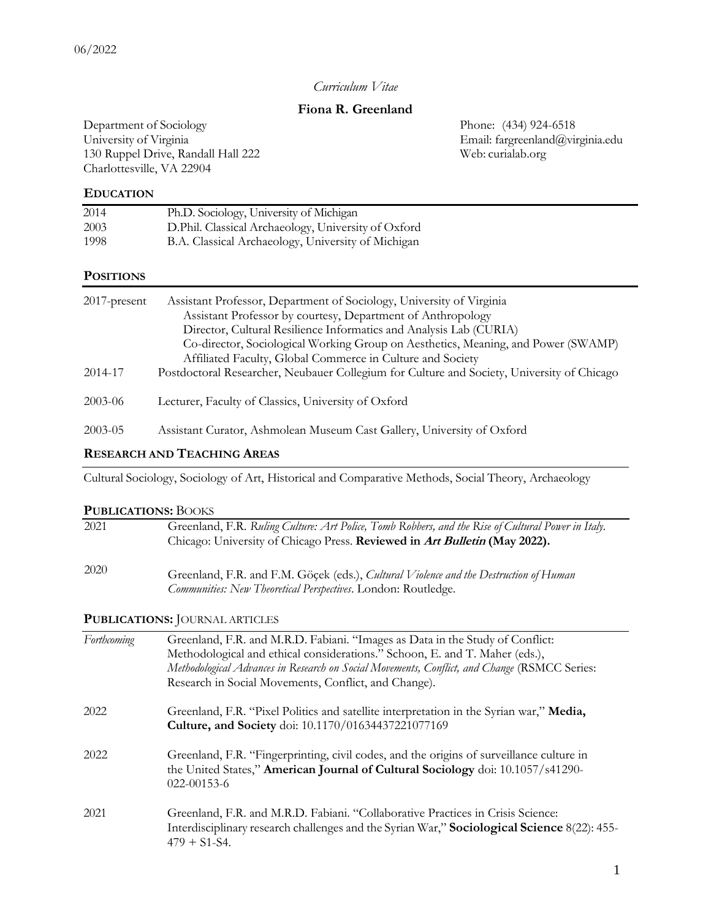06/2022

*Curriculum Vitae*

# Fiona R. Greenland

Department of Sociology
University of Virginia
130 Ruppel Drive, Randall Hall 222
Charlottesville, VA 22904

Phone: (434) 924-6518
Email: fargreenland@virginia.edu
Web: curialab.org

## EDUCATION

| | |
|---|---|
| 2014 | Ph.D. Sociology, University of Michigan |
| 2003 | D.Phil. Classical Archaeology, University of Oxford |
| 1998 | B.A. Classical Archaeology, University of Michigan |

## POSITIONS

| | |
|---|---|
| 2017-present | Assistant Professor, Department of Sociology, University of Virginia<br>Assistant Professor by courtesy, Department of Anthropology<br>Director, Cultural Resilience Informatics and Analysis Lab (CURIA)<br>Co-director, Sociological Working Group on Aesthetics, Meaning, and Power (SWAMP)<br>Affiliated Faculty, Global Commerce in Culture and Society |
| 2014-17 | Postdoctoral Researcher, Neubauer Collegium for Culture and Society, University of Chicago |
| 2003-06 | Lecturer, Faculty of Classics, University of Oxford |
| 2003-05 | Assistant Curator, Ashmolean Museum Cast Gallery, University of Oxford |

## RESEARCH AND TEACHING AREAS

Cultural Sociology, Sociology of Art, Historical and Comparative Methods, Social Theory, Archaeology

## PUBLICATIONS: BOOKS

| | |
|---|---|
| 2021 | Greenland, F.R. *Ruling Culture: Art Police, Tomb Robbers, and the Rise of Cultural Power in Italy.* Chicago: University of Chicago Press. **Reviewed in *Art Bulletin* (May 2022).** |
| 2020 | Greenland, F.R. and F.M. Göçek (eds.), *Cultural Violence and the Destruction of Human Communities: New Theoretical Perspectives*. London: Routledge. |

## PUBLICATIONS: JOURNAL ARTICLES

| | |
|---|---|
| *Forthcoming* | Greenland, F.R. and M.R.D. Fabiani. "Images as Data in the Study of Conflict: Methodological and ethical considerations." Schoon, E. and T. Maher (eds.), *Methodological Advances in Research on Social Movements, Conflict, and Change* (RSMCC Series: Research in Social Movements, Conflict, and Change). |
| 2022 | Greenland, F.R. "Pixel Politics and satellite interpretation in the Syrian war," **Media, Culture, and Society** doi: 10.1170/01634437221077169 |
| 2022 | Greenland, F.R. "Fingerprinting, civil codes, and the origins of surveillance culture in the United States," **American Journal of Cultural Sociology** doi: 10.1057/s41290-022-00153-6 |
| 2021 | Greenland, F.R. and M.R.D. Fabiani. "Collaborative Practices in Crisis Science: Interdisciplinary research challenges and the Syrian War," **Sociological Science** 8(22): 455-479 + S1-S4. |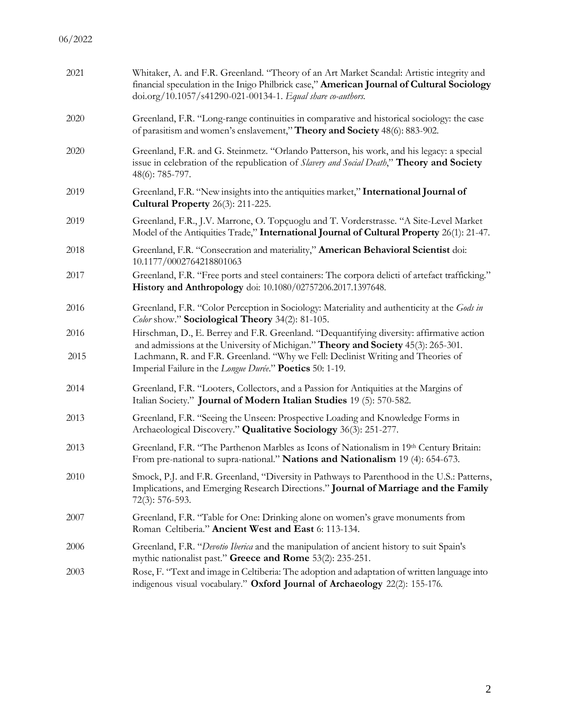06/2022

2021 Whitaker, A. and F.R. Greenland. "Theory of an Art Market Scandal: Artistic integrity and financial speculation in the Inigo Philbrick case," **American Journal of Cultural Sociology** doi.org/10.1057/s41290-021-00134-1. *Equal share co-authors.*

2020 Greenland, F.R. "Long-range continuities in comparative and historical sociology: the case of parasitism and women's enslavement," **Theory and Society** 48(6): 883-902.

2020 Greenland, F.R. and G. Steinmetz. "Orlando Patterson, his work, and his legacy: a special issue in celebration of the republication of *Slavery and Social Death*," **Theory and Society** 48(6): 785-797.

2019 Greenland, F.R. "New insights into the antiquities market," **International Journal of Cultural Property** 26(3): 211-225.

2019 Greenland, F.R., J.V. Marrone, O. Topçuoglu and T. Vorderstrasse. "A Site-Level Market Model of the Antiquities Trade," **International Journal of Cultural Property** 26(1): 21-47.

2018 Greenland, F.R. "Consecration and materiality," **American Behavioral Scientist** doi: 10.1177/0002764218801063

2017 Greenland, F.R. "Free ports and steel containers: The corpora delicti of artefact trafficking." **History and Anthropology** doi: 10.1080/02757206.2017.1397648.

2016 Greenland, F.R. "Color Perception in Sociology: Materiality and authenticity at the *Gods in Color* show." **Sociological Theory** 34(2): 81-105.

2016 Hirschman, D., E. Berrey and F.R. Greenland. "Dequantifying diversity: affirmative action and admissions at the University of Michigan." **Theory and Society** 45(3): 265-301.

2015 Lachmann, R. and F.R. Greenland. "Why we Fell: Declinist Writing and Theories of Imperial Failure in the *Longue Durée*." **Poetics** 50: 1-19.

2014 Greenland, F.R. "Looters, Collectors, and a Passion for Antiquities at the Margins of Italian Society." **Journal of Modern Italian Studies** 19 (5): 570-582.

2013 Greenland, F.R. "Seeing the Unseen: Prospective Loading and Knowledge Forms in Archaeological Discovery." **Qualitative Sociology** 36(3): 251-277.

2013 Greenland, F.R. "The Parthenon Marbles as Icons of Nationalism in 19th Century Britain: From pre-national to supra-national." **Nations and Nationalism** 19 (4): 654-673.

2010 Smock, P.J. and F.R. Greenland, "Diversity in Pathways to Parenthood in the U.S.: Patterns, Implications, and Emerging Research Directions." **Journal of Marriage and the Family** 72(3): 576-593.

2007 Greenland, F.R. "Table for One: Drinking alone on women's grave monuments from Roman Celtiberia." **Ancient West and East** 6: 113-134.

2006 Greenland, F.R. "*Devotio Iberica* and the manipulation of ancient history to suit Spain's mythic nationalist past." **Greece and Rome** 53(2): 235-251.

2003 Rose, F. "Text and image in Celtiberia: The adoption and adaptation of written language into indigenous visual vocabulary." **Oxford Journal of Archaeology** 22(2): 155-176.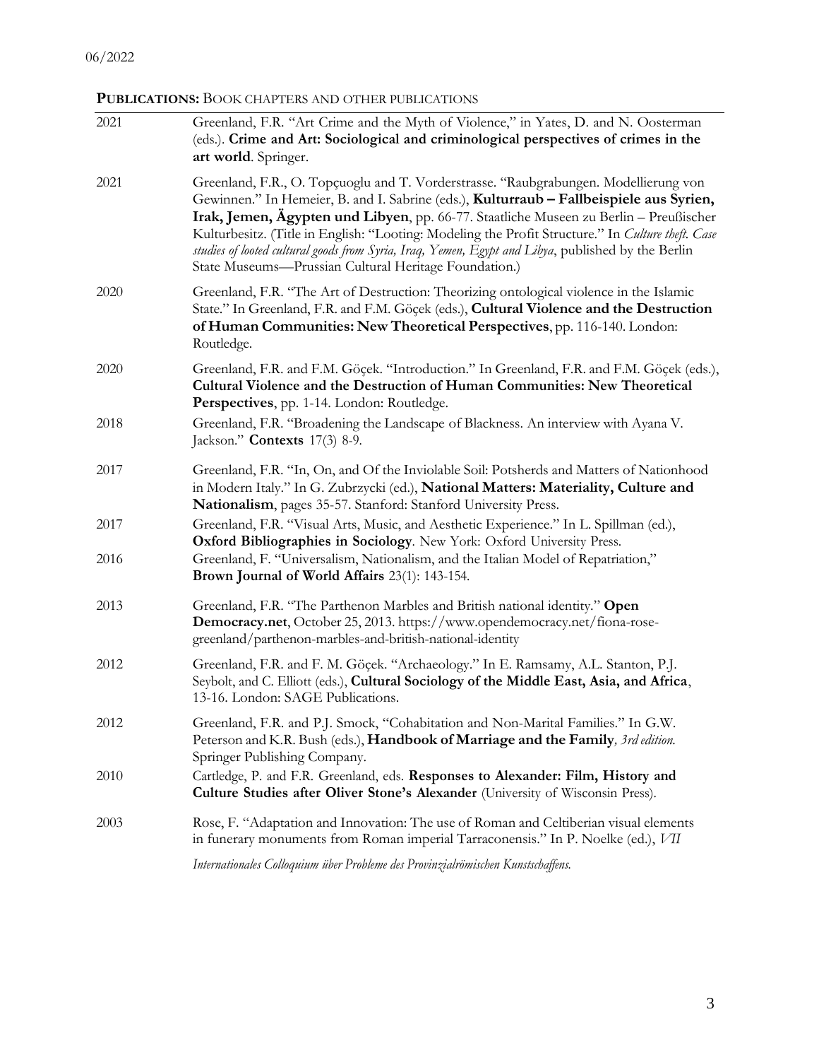06/2022

**PUBLICATIONS:** BOOK CHAPTERS AND OTHER PUBLICATIONS

| | |
|---|---|
| 2021 | Greenland, F.R. "Art Crime and the Myth of Violence," in Yates, D. and N. Oosterman (eds.). **Crime and Art: Sociological and criminological perspectives of crimes in the art world**. Springer. |
| 2021 | Greenland, F.R., O. Topçuoglu and T. Vorderstrasse. "Raubgrabungen. Modellierung von Gewinnen." In Hemeier, B. and I. Sabrine (eds.), **Kulturraub – Fallbeispiele aus Syrien, Irak, Jemen, Ägypten und Libyen**, pp. 66-77. Staatliche Museen zu Berlin – Preußischer Kulturbesitz. (Title in English: "Looting: Modeling the Profit Structure." In *Culture theft. Case studies of looted cultural goods from Syria, Iraq, Yemen, Egypt and Libya*, published by the Berlin State Museums—Prussian Cultural Heritage Foundation.) |
| 2020 | Greenland, F.R. "The Art of Destruction: Theorizing ontological violence in the Islamic State." In Greenland, F.R. and F.M. Göçek (eds.), **Cultural Violence and the Destruction of Human Communities: New Theoretical Perspectives**, pp. 116-140. London: Routledge. |
| 2020 | Greenland, F.R. and F.M. Göçek. "Introduction." In Greenland, F.R. and F.M. Göçek (eds.), **Cultural Violence and the Destruction of Human Communities: New Theoretical Perspectives**, pp. 1-14. London: Routledge. |
| 2018 | Greenland, F.R. "Broadening the Landscape of Blackness. An interview with Ayana V. Jackson." **Contexts** 17(3) 8-9. |
| 2017 | Greenland, F.R. "In, On, and Of the Inviolable Soil: Potsherds and Matters of Nationhood in Modern Italy." In G. Zubrzycki (ed.), **National Matters: Materiality, Culture and Nationalism**, pages 35-57. Stanford: Stanford University Press. |
| 2017 | Greenland, F.R. "Visual Arts, Music, and Aesthetic Experience." In L. Spillman (ed.), **Oxford Bibliographies in Sociology**. New York: Oxford University Press. |
| 2016 | Greenland, F. "Universalism, Nationalism, and the Italian Model of Repatriation," **Brown Journal of World Affairs** 23(1): 143-154. |
| 2013 | Greenland, F.R. "The Parthenon Marbles and British national identity." **Open Democracy.net**, October 25, 2013. https://www.opendemocracy.net/fiona-rose-greenland/parthenon-marbles-and-british-national-identity |
| 2012 | Greenland, F.R. and F. M. Göçek. "Archaeology." In E. Ramsamy, A.L. Stanton, P.J. Seybolt, and C. Elliott (eds.), **Cultural Sociology of the Middle East, Asia, and Africa**, 13-16. London: SAGE Publications. |
| 2012 | Greenland, F.R. and P.J. Smock, "Cohabitation and Non-Marital Families." In G.W. Peterson and K.R. Bush (eds.), **Handbook of Marriage and the Family***, 3rd edition.* Springer Publishing Company. |
| 2010 | Cartledge, P. and F.R. Greenland, eds. **Responses to Alexander: Film, History and Culture Studies after Oliver Stone's Alexander** (University of Wisconsin Press). |
| 2003 | Rose, F. "Adaptation and Innovation: The use of Roman and Celtiberian visual elements in funerary monuments from Roman imperial Tarraconensis." In P. Noelke (ed.), *VII Internationales Colloquium über Probleme des Provinzialrömischen Kunstschaffens.* |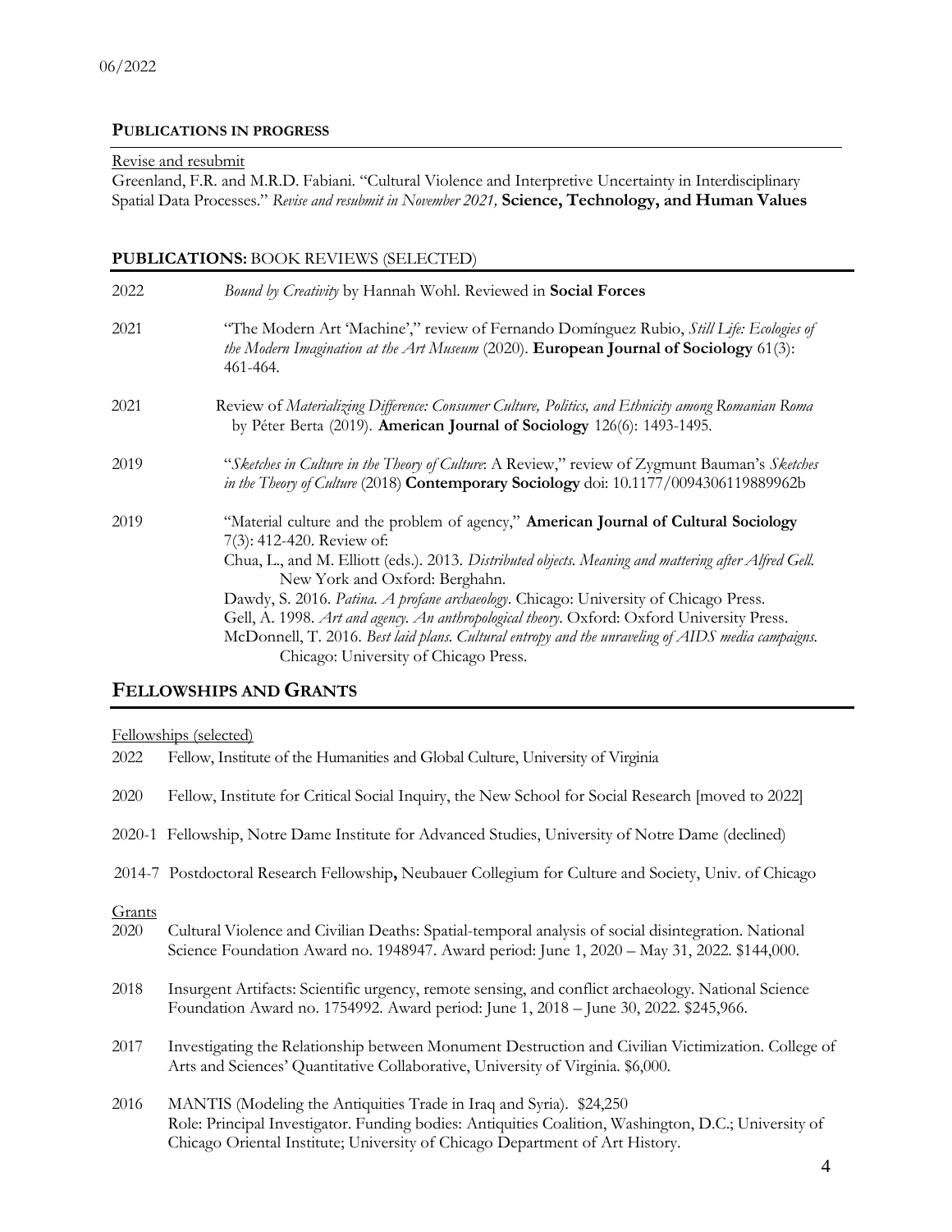06/2022

**PUBLICATIONS IN PROGRESS**

Revise and resubmit

Greenland, F.R. and M.R.D. Fabiani. "Cultural Violence and Interpretive Uncertainty in Interdisciplinary Spatial Data Processes." *Revise and resubmit in November 2021,* **Science, Technology, and Human Values**

**PUBLICATIONS:** BOOK REVIEWS (SELECTED)

2022 — *Bound by Creativity* by Hannah Wohl. Reviewed in **Social Forces**

2021 — "The Modern Art 'Machine'," review of Fernando Domínguez Rubio, *Still Life: Ecologies of the Modern Imagination at the Art Museum* (2020). **European Journal of Sociology** 61(3): 461-464.

2021 — Review of *Materializing Difference: Consumer Culture, Politics, and Ethnicity among Romanian Roma* by Péter Berta (2019). **American Journal of Sociology** 126(6): 1493-1495.

2019 — "*Sketches in Culture in the Theory of Culture*: A Review," review of Zygmunt Bauman's *Sketches in the Theory of Culture* (2018) **Contemporary Sociology** doi: 10.1177/0094306119889962b

2019 — "Material culture and the problem of agency," **American Journal of Cultural Sociology** 7(3): 412-420. Review of:
Chua, L., and M. Elliott (eds.). 2013. *Distributed objects. Meaning and mattering after Alfred Gell.* New York and Oxford: Berghahn.
Dawdy, S. 2016. *Patina. A profane archaeology*. Chicago: University of Chicago Press.
Gell, A. 1998. *Art and agency. An anthropological theory*. Oxford: Oxford University Press.
McDonnell, T. 2016. *Best laid plans. Cultural entropy and the unraveling of AIDS media campaigns.* Chicago: University of Chicago Press.

## FELLOWSHIPS AND GRANTS

Fellowships (selected)

2022 Fellow, Institute of the Humanities and Global Culture, University of Virginia

2020 Fellow, Institute for Critical Social Inquiry, the New School for Social Research [moved to 2022]

2020-1 Fellowship, Notre Dame Institute for Advanced Studies, University of Notre Dame (declined)

2014-7 Postdoctoral Research Fellowship**,** Neubauer Collegium for Culture and Society, Univ. of Chicago

Grants

2020 Cultural Violence and Civilian Deaths: Spatial-temporal analysis of social disintegration. National Science Foundation Award no. 1948947. Award period: June 1, 2020 – May 31, 2022. $144,000.

2018 Insurgent Artifacts: Scientific urgency, remote sensing, and conflict archaeology. National Science Foundation Award no. 1754992. Award period: June 1, 2018 – June 30, 2022. $245,966.

2017 Investigating the Relationship between Monument Destruction and Civilian Victimization. College of Arts and Sciences' Quantitative Collaborative, University of Virginia. $6,000.

2016 MANTIS (Modeling the Antiquities Trade in Iraq and Syria). $24,250
Role: Principal Investigator. Funding bodies: Antiquities Coalition, Washington, D.C.; University of Chicago Oriental Institute; University of Chicago Department of Art History.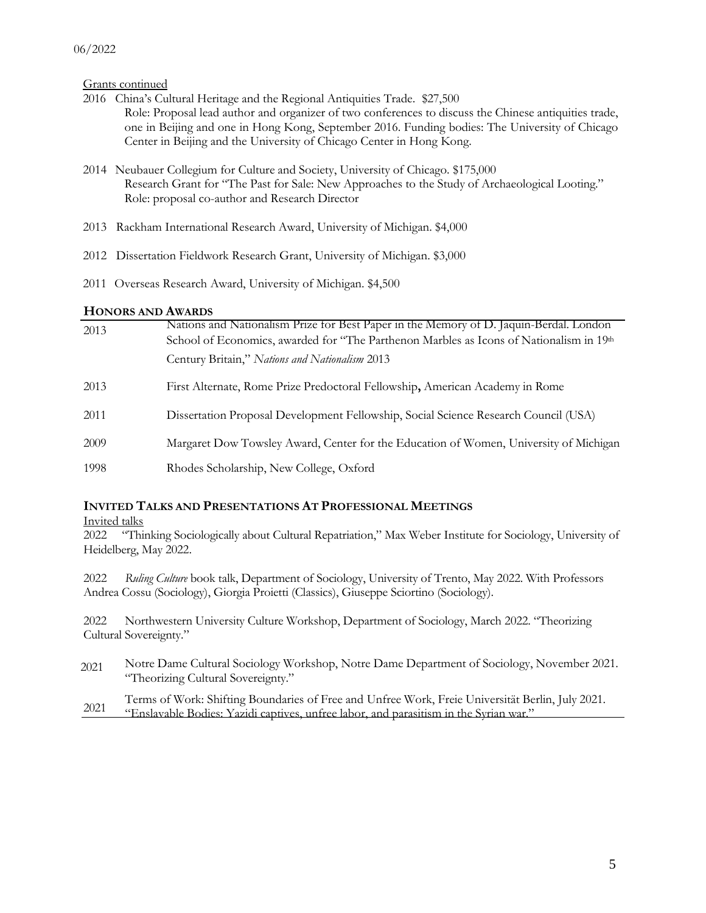Grants continued

2016 China's Cultural Heritage and the Regional Antiquities Trade. $27,500
Role: Proposal lead author and organizer of two conferences to discuss the Chinese antiquities trade, one in Beijing and one in Hong Kong, September 2016. Funding bodies: The University of Chicago Center in Beijing and the University of Chicago Center in Hong Kong.

2014 Neubauer Collegium for Culture and Society, University of Chicago. $175,000
Research Grant for "The Past for Sale: New Approaches to the Study of Archaeological Looting."
Role: proposal co-author and Research Director

2013 Rackham International Research Award, University of Michigan. $4,000

2012 Dissertation Fieldwork Research Grant, University of Michigan. $3,000

2011 Overseas Research Award, University of Michigan. $4,500

## HONORS AND AWARDS

| | |
|---|---|
| 2013 | Nations and Nationalism Prize for Best Paper in the Memory of D. Jaquin-Berdal. London School of Economics, awarded for "The Parthenon Marbles as Icons of Nationalism in 19th Century Britain," *Nations and Nationalism* 2013 |
| 2013 | First Alternate, Rome Prize Predoctoral Fellowship**,** American Academy in Rome |
| 2011 | Dissertation Proposal Development Fellowship, Social Science Research Council (USA) |
| 2009 | Margaret Dow Towsley Award, Center for the Education of Women, University of Michigan |
| 1998 | Rhodes Scholarship, New College, Oxford |

## INVITED TALKS AND PRESENTATIONS AT PROFESSIONAL MEETINGS

Invited talks

2022 "Thinking Sociologically about Cultural Repatriation," Max Weber Institute for Sociology, University of Heidelberg, May 2022.

2022 *Ruling Culture* book talk, Department of Sociology, University of Trento, May 2022. With Professors Andrea Cossu (Sociology), Giorgia Proietti (Classics), Giuseppe Sciortino (Sociology).

2022 Northwestern University Culture Workshop, Department of Sociology, March 2022. "Theorizing Cultural Sovereignty."

2021 Notre Dame Cultural Sociology Workshop, Notre Dame Department of Sociology, November 2021. "Theorizing Cultural Sovereignty."

2021 Terms of Work: Shifting Boundaries of Free and Unfree Work, Freie Universität Berlin, July 2021. "Enslavable Bodies: Yazidi captives, unfree labor, and parasitism in the Syrian war."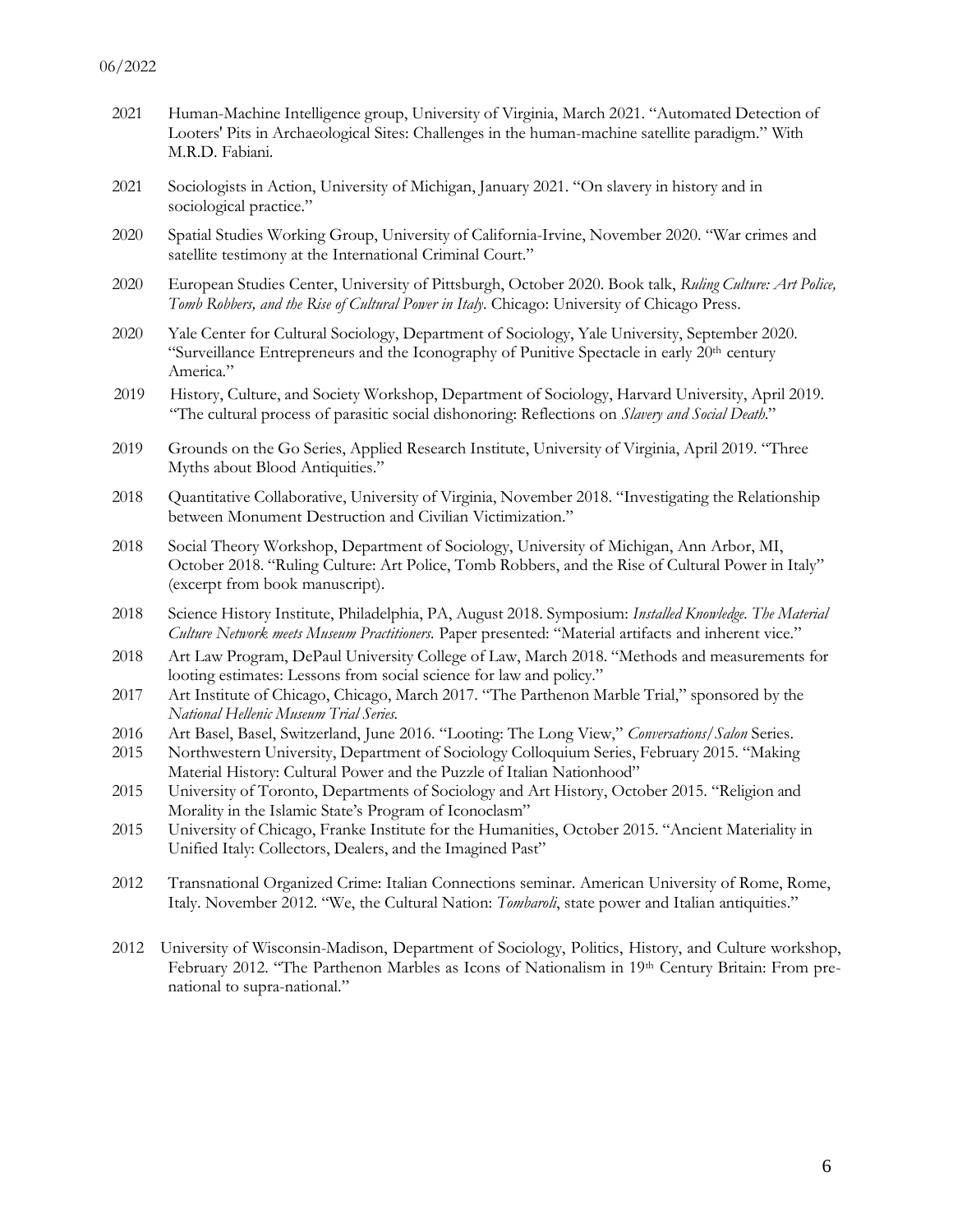2021 Human-Machine Intelligence group, University of Virginia, March 2021. "Automated Detection of Looters' Pits in Archaeological Sites: Challenges in the human-machine satellite paradigm." With M.R.D. Fabiani.

2021 Sociologists in Action, University of Michigan, January 2021. "On slavery in history and in sociological practice."

2020 Spatial Studies Working Group, University of California-Irvine, November 2020. "War crimes and satellite testimony at the International Criminal Court."

2020 European Studies Center, University of Pittsburgh, October 2020. Book talk, *Ruling Culture: Art Police, Tomb Robbers, and the Rise of Cultural Power in Italy*. Chicago: University of Chicago Press.

2020 Yale Center for Cultural Sociology, Department of Sociology, Yale University, September 2020. "Surveillance Entrepreneurs and the Iconography of Punitive Spectacle in early 20th century America."

2019 History, Culture, and Society Workshop, Department of Sociology, Harvard University, April 2019. "The cultural process of parasitic social dishonoring: Reflections on *Slavery and Social Death*."

2019 Grounds on the Go Series, Applied Research Institute, University of Virginia, April 2019. "Three Myths about Blood Antiquities."

2018 Quantitative Collaborative, University of Virginia, November 2018. "Investigating the Relationship between Monument Destruction and Civilian Victimization."

2018 Social Theory Workshop, Department of Sociology, University of Michigan, Ann Arbor, MI, October 2018. "Ruling Culture: Art Police, Tomb Robbers, and the Rise of Cultural Power in Italy" (excerpt from book manuscript).

2018 Science History Institute, Philadelphia, PA, August 2018. Symposium: *Installed Knowledge. The Material Culture Network meets Museum Practitioners.* Paper presented: "Material artifacts and inherent vice."

2018 Art Law Program, DePaul University College of Law, March 2018. "Methods and measurements for looting estimates: Lessons from social science for law and policy."

2017 Art Institute of Chicago, Chicago, March 2017. "The Parthenon Marble Trial," sponsored by the *National Hellenic Museum Trial Series.*

2016 Art Basel, Basel, Switzerland, June 2016. "Looting: The Long View," *Conversations/Salon* Series.

2015 Northwestern University, Department of Sociology Colloquium Series, February 2015. "Making Material History: Cultural Power and the Puzzle of Italian Nationhood"

2015 University of Toronto, Departments of Sociology and Art History, October 2015. "Religion and Morality in the Islamic State's Program of Iconoclasm"

2015 University of Chicago, Franke Institute for the Humanities, October 2015. "Ancient Materiality in Unified Italy: Collectors, Dealers, and the Imagined Past"

2012 Transnational Organized Crime: Italian Connections seminar. American University of Rome, Rome, Italy. November 2012. "We, the Cultural Nation: *Tombaroli*, state power and Italian antiquities."

2012 University of Wisconsin-Madison, Department of Sociology, Politics, History, and Culture workshop, February 2012. "The Parthenon Marbles as Icons of Nationalism in 19th Century Britain: From pre-national to supra-national."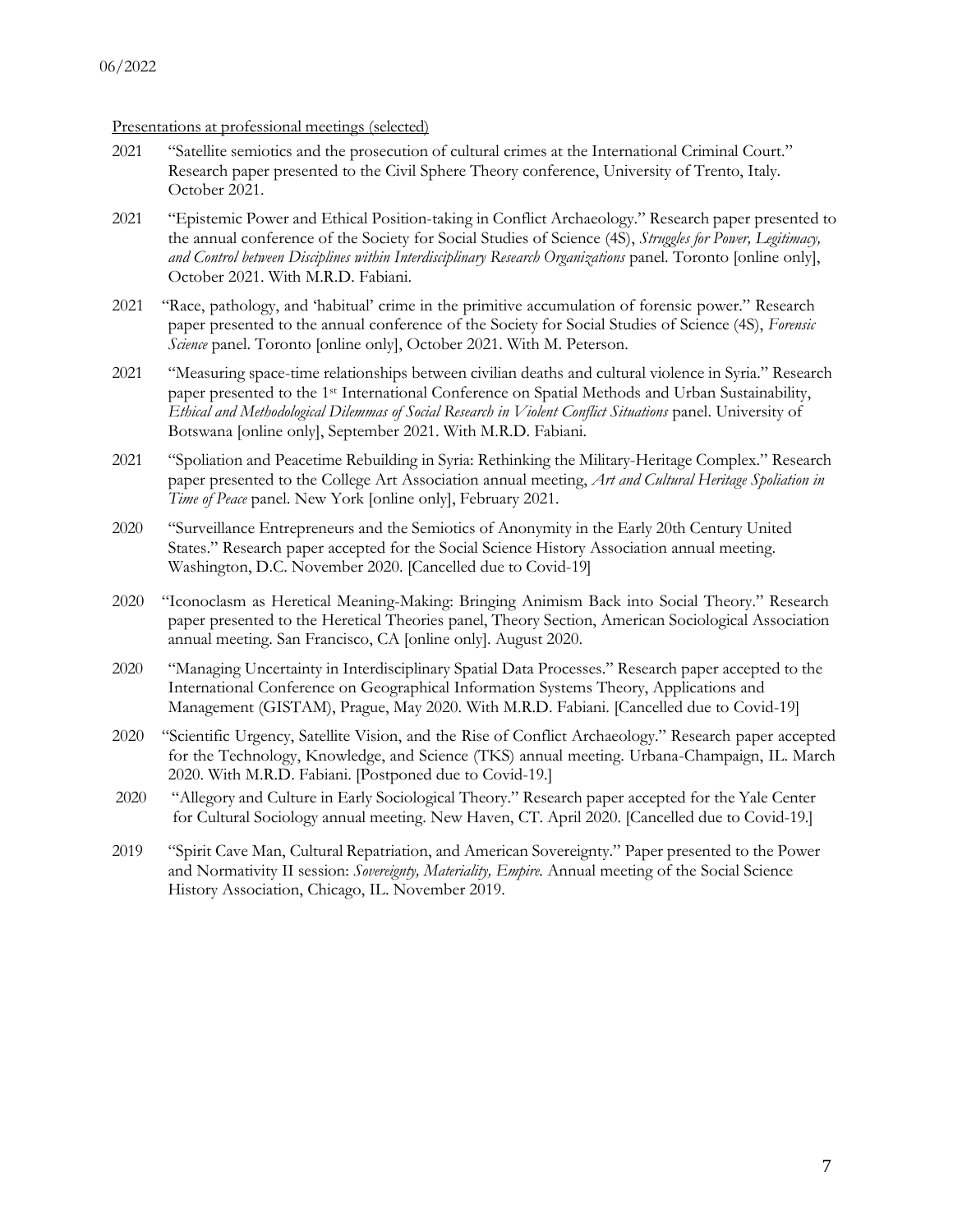Presentations at professional meetings (selected)

2021 "Satellite semiotics and the prosecution of cultural crimes at the International Criminal Court." Research paper presented to the Civil Sphere Theory conference, University of Trento, Italy. October 2021.

2021 "Epistemic Power and Ethical Position-taking in Conflict Archaeology." Research paper presented to the annual conference of the Society for Social Studies of Science (4S), *Struggles for Power, Legitimacy, and Control between Disciplines within Interdisciplinary Research Organizations* panel. Toronto [online only], October 2021. With M.R.D. Fabiani.

2021 "Race, pathology, and 'habitual' crime in the primitive accumulation of forensic power." Research paper presented to the annual conference of the Society for Social Studies of Science (4S), *Forensic Science* panel. Toronto [online only], October 2021. With M. Peterson.

2021 "Measuring space-time relationships between civilian deaths and cultural violence in Syria." Research paper presented to the 1st International Conference on Spatial Methods and Urban Sustainability, *Ethical and Methodological Dilemmas of Social Research in Violent Conflict Situations* panel. University of Botswana [online only], September 2021. With M.R.D. Fabiani.

2021 "Spoliation and Peacetime Rebuilding in Syria: Rethinking the Military-Heritage Complex." Research paper presented to the College Art Association annual meeting, *Art and Cultural Heritage Spoliation in Time of Peace* panel. New York [online only], February 2021.

2020 "Surveillance Entrepreneurs and the Semiotics of Anonymity in the Early 20th Century United States." Research paper accepted for the Social Science History Association annual meeting. Washington, D.C. November 2020. [Cancelled due to Covid-19]

2020 "Iconoclasm as Heretical Meaning-Making: Bringing Animism Back into Social Theory." Research paper presented to the Heretical Theories panel, Theory Section, American Sociological Association annual meeting. San Francisco, CA [online only]. August 2020.

2020 "Managing Uncertainty in Interdisciplinary Spatial Data Processes." Research paper accepted to the International Conference on Geographical Information Systems Theory, Applications and Management (GISTAM), Prague, May 2020. With M.R.D. Fabiani. [Cancelled due to Covid-19]

2020 "Scientific Urgency, Satellite Vision, and the Rise of Conflict Archaeology." Research paper accepted for the Technology, Knowledge, and Science (TKS) annual meeting. Urbana-Champaign, IL. March 2020. With M.R.D. Fabiani. [Postponed due to Covid-19.]

2020 "Allegory and Culture in Early Sociological Theory." Research paper accepted for the Yale Center for Cultural Sociology annual meeting. New Haven, CT. April 2020. [Cancelled due to Covid-19.]

2019 "Spirit Cave Man, Cultural Repatriation, and American Sovereignty." Paper presented to the Power and Normativity II session: *Sovereignty, Materiality, Empire.* Annual meeting of the Social Science History Association, Chicago, IL. November 2019.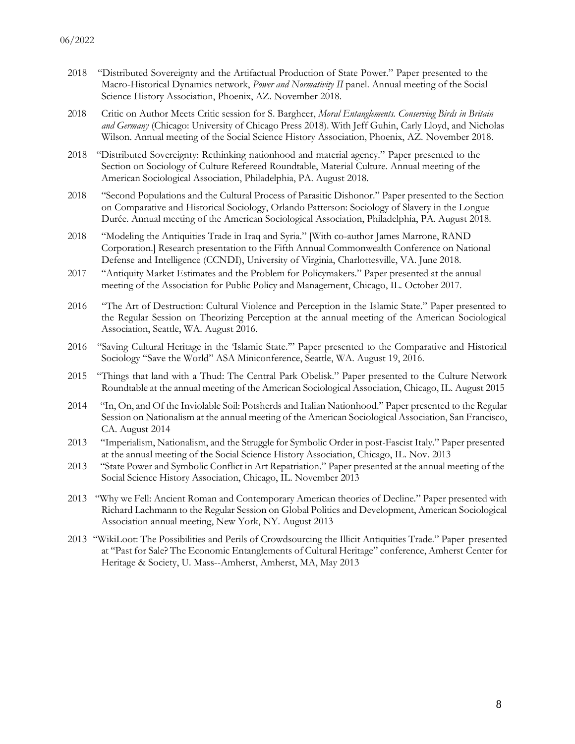2018 "Distributed Sovereignty and the Artifactual Production of State Power." Paper presented to the Macro-Historical Dynamics network, *Power and Normativity II* panel. Annual meeting of the Social Science History Association, Phoenix, AZ. November 2018.

2018 Critic on Author Meets Critic session for S. Bargheer, *Moral Entanglements. Conserving Birds in Britain and Germany* (Chicago: University of Chicago Press 2018). With Jeff Guhin, Carly Lloyd, and Nicholas Wilson. Annual meeting of the Social Science History Association, Phoenix, AZ. November 2018.

2018 "Distributed Sovereignty: Rethinking nationhood and material agency." Paper presented to the Section on Sociology of Culture Refereed Roundtable, Material Culture. Annual meeting of the American Sociological Association, Philadelphia, PA. August 2018.

2018 "Second Populations and the Cultural Process of Parasitic Dishonor." Paper presented to the Section on Comparative and Historical Sociology, Orlando Patterson: Sociology of Slavery in the Longue Durée. Annual meeting of the American Sociological Association, Philadelphia, PA. August 2018.

2018 "Modeling the Antiquities Trade in Iraq and Syria." [With co-author James Marrone, RAND Corporation.] Research presentation to the Fifth Annual Commonwealth Conference on National Defense and Intelligence (CCNDI), University of Virginia, Charlottesville, VA. June 2018.

2017 "Antiquity Market Estimates and the Problem for Policymakers." Paper presented at the annual meeting of the Association for Public Policy and Management, Chicago, IL. October 2017.

2016 "The Art of Destruction: Cultural Violence and Perception in the Islamic State." Paper presented to the Regular Session on Theorizing Perception at the annual meeting of the American Sociological Association, Seattle, WA. August 2016.

2016 "Saving Cultural Heritage in the 'Islamic State.'" Paper presented to the Comparative and Historical Sociology "Save the World" ASA Miniconference, Seattle, WA. August 19, 2016.

2015 "Things that land with a Thud: The Central Park Obelisk." Paper presented to the Culture Network Roundtable at the annual meeting of the American Sociological Association, Chicago, IL. August 2015

2014 "In, On, and Of the Inviolable Soil: Potsherds and Italian Nationhood." Paper presented to the Regular Session on Nationalism at the annual meeting of the American Sociological Association, San Francisco, CA. August 2014

2013 "Imperialism, Nationalism, and the Struggle for Symbolic Order in post-Fascist Italy." Paper presented at the annual meeting of the Social Science History Association, Chicago, IL. Nov. 2013

2013 "State Power and Symbolic Conflict in Art Repatriation." Paper presented at the annual meeting of the Social Science History Association, Chicago, IL. November 2013

2013 "Why we Fell: Ancient Roman and Contemporary American theories of Decline." Paper presented with Richard Lachmann to the Regular Session on Global Politics and Development, American Sociological Association annual meeting, New York, NY. August 2013

2013 "WikiLoot: The Possibilities and Perils of Crowdsourcing the Illicit Antiquities Trade." Paper presented at "Past for Sale? The Economic Entanglements of Cultural Heritage" conference, Amherst Center for Heritage & Society, U. Mass--Amherst, Amherst, MA, May 2013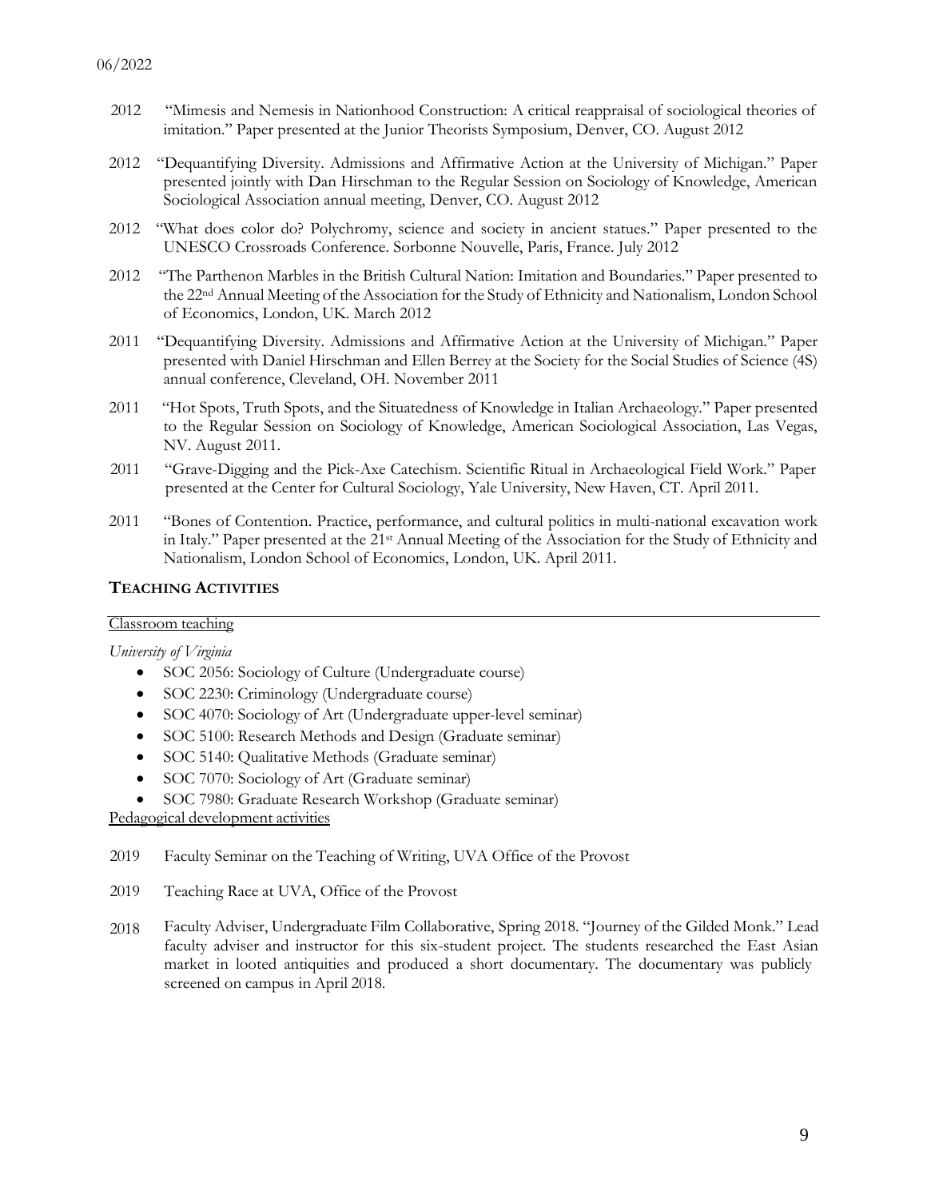2012 "Mimesis and Nemesis in Nationhood Construction: A critical reappraisal of sociological theories of imitation." Paper presented at the Junior Theorists Symposium, Denver, CO. August 2012

2012 "Dequantifying Diversity. Admissions and Affirmative Action at the University of Michigan." Paper presented jointly with Dan Hirschman to the Regular Session on Sociology of Knowledge, American Sociological Association annual meeting, Denver, CO. August 2012

2012 "What does color do? Polychromy, science and society in ancient statues." Paper presented to the UNESCO Crossroads Conference. Sorbonne Nouvelle, Paris, France. July 2012

2012 "The Parthenon Marbles in the British Cultural Nation: Imitation and Boundaries." Paper presented to the 22nd Annual Meeting of the Association for the Study of Ethnicity and Nationalism, London School of Economics, London, UK. March 2012

2011 "Dequantifying Diversity. Admissions and Affirmative Action at the University of Michigan." Paper presented with Daniel Hirschman and Ellen Berrey at the Society for the Social Studies of Science (4S) annual conference, Cleveland, OH. November 2011

2011 "Hot Spots, Truth Spots, and the Situatedness of Knowledge in Italian Archaeology." Paper presented to the Regular Session on Sociology of Knowledge, American Sociological Association, Las Vegas, NV. August 2011.

2011 "Grave-Digging and the Pick-Axe Catechism. Scientific Ritual in Archaeological Field Work." Paper presented at the Center for Cultural Sociology, Yale University, New Haven, CT. April 2011.

2011 "Bones of Contention. Practice, performance, and cultural politics in multi-national excavation work in Italy." Paper presented at the 21st Annual Meeting of the Association for the Study of Ethnicity and Nationalism, London School of Economics, London, UK. April 2011.

## TEACHING ACTIVITIES

Classroom teaching

*University of Virginia*

- SOC 2056: Sociology of Culture (Undergraduate course)
- SOC 2230: Criminology (Undergraduate course)
- SOC 4070: Sociology of Art (Undergraduate upper-level seminar)
- SOC 5100: Research Methods and Design (Graduate seminar)
- SOC 5140: Qualitative Methods (Graduate seminar)
- SOC 7070: Sociology of Art (Graduate seminar)
- SOC 7980: Graduate Research Workshop (Graduate seminar)

Pedagogical development activities

2019 Faculty Seminar on the Teaching of Writing, UVA Office of the Provost

2019 Teaching Race at UVA, Office of the Provost

2018 Faculty Adviser, Undergraduate Film Collaborative, Spring 2018. "Journey of the Gilded Monk." Lead faculty adviser and instructor for this six-student project. The students researched the East Asian market in looted antiquities and produced a short documentary. The documentary was publicly screened on campus in April 2018.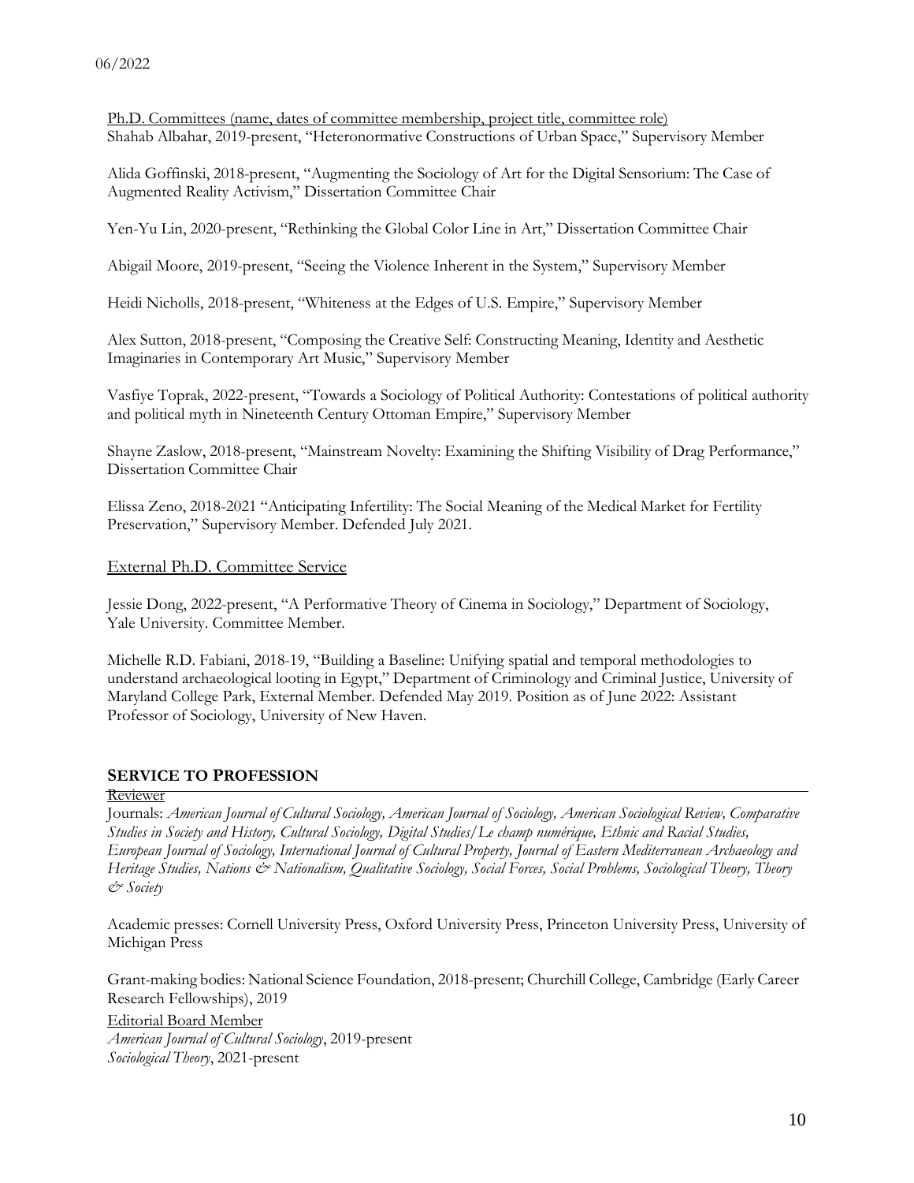Ph.D. Committees (name, dates of committee membership, project title, committee role)
Shahab Albahar, 2019-present, "Heteronormative Constructions of Urban Space," Supervisory Member

Alida Goffinski, 2018-present, "Augmenting the Sociology of Art for the Digital Sensorium: The Case of Augmented Reality Activism," Dissertation Committee Chair

Yen-Yu Lin, 2020-present, "Rethinking the Global Color Line in Art," Dissertation Committee Chair

Abigail Moore, 2019-present, "Seeing the Violence Inherent in the System," Supervisory Member

Heidi Nicholls, 2018-present, "Whiteness at the Edges of U.S. Empire," Supervisory Member

Alex Sutton, 2018-present, "Composing the Creative Self: Constructing Meaning, Identity and Aesthetic Imaginaries in Contemporary Art Music," Supervisory Member

Vasfiye Toprak, 2022-present, "Towards a Sociology of Political Authority: Contestations of political authority and political myth in Nineteenth Century Ottoman Empire," Supervisory Member

Shayne Zaslow, 2018-present, "Mainstream Novelty: Examining the Shifting Visibility of Drag Performance," Dissertation Committee Chair

Elissa Zeno, 2018-2021 "Anticipating Infertility: The Social Meaning of the Medical Market for Fertility Preservation," Supervisory Member. Defended July 2021.

External Ph.D. Committee Service

Jessie Dong, 2022-present, "A Performative Theory of Cinema in Sociology," Department of Sociology, Yale University. Committee Member.

Michelle R.D. Fabiani, 2018-19, "Building a Baseline: Unifying spatial and temporal methodologies to understand archaeological looting in Egypt," Department of Criminology and Criminal Justice, University of Maryland College Park, External Member. Defended May 2019. Position as of June 2022: Assistant Professor of Sociology, University of New Haven.

## SERVICE TO PROFESSION

Reviewer

Journals: *American Journal of Cultural Sociology, American Journal of Sociology, American Sociological Review, Comparative Studies in Society and History, Cultural Sociology, Digital Studies/Le champ numérique, Ethnic and Racial Studies, European Journal of Sociology, International Journal of Cultural Property, Journal of Eastern Mediterranean Archaeology and Heritage Studies, Nations & Nationalism, Qualitative Sociology, Social Forces, Social Problems, Sociological Theory, Theory & Society*

Academic presses: Cornell University Press, Oxford University Press, Princeton University Press, University of Michigan Press

Grant-making bodies: National Science Foundation, 2018-present; Churchill College, Cambridge (Early Career Research Fellowships), 2019

Editorial Board Member
*American Journal of Cultural Sociology*, 2019-present
*Sociological Theory*, 2021-present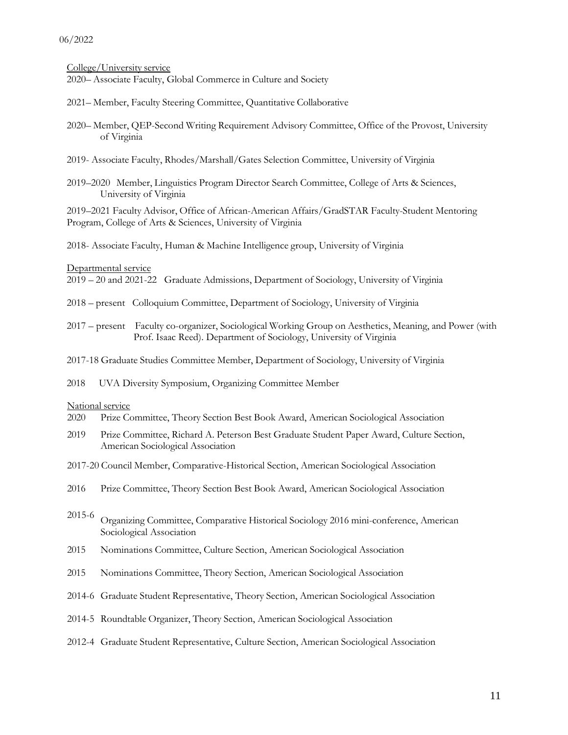College/University service

2020– Associate Faculty, Global Commerce in Culture and Society

2021– Member, Faculty Steering Committee, Quantitative Collaborative

2020– Member, QEP-Second Writing Requirement Advisory Committee, Office of the Provost, University of Virginia

2019- Associate Faculty, Rhodes/Marshall/Gates Selection Committee, University of Virginia

2019–2020 Member, Linguistics Program Director Search Committee, College of Arts & Sciences, University of Virginia

2019–2021 Faculty Advisor, Office of African-American Affairs/GradSTAR Faculty-Student Mentoring Program, College of Arts & Sciences, University of Virginia

2018- Associate Faculty, Human & Machine Intelligence group, University of Virginia

Departmental service

2019 – 20 and 2021-22 Graduate Admissions, Department of Sociology, University of Virginia

2018 – present Colloquium Committee, Department of Sociology, University of Virginia

2017 – present Faculty co-organizer, Sociological Working Group on Aesthetics, Meaning, and Power (with Prof. Isaac Reed). Department of Sociology, University of Virginia

2017-18 Graduate Studies Committee Member, Department of Sociology, University of Virginia

2018 UVA Diversity Symposium, Organizing Committee Member

National service

2020 Prize Committee, Theory Section Best Book Award, American Sociological Association

2019 Prize Committee, Richard A. Peterson Best Graduate Student Paper Award, Culture Section, American Sociological Association

2017-20 Council Member, Comparative-Historical Section, American Sociological Association

2016 Prize Committee, Theory Section Best Book Award, American Sociological Association

2015-6 Organizing Committee, Comparative Historical Sociology 2016 mini-conference, American Sociological Association

2015 Nominations Committee, Culture Section, American Sociological Association

2015 Nominations Committee, Theory Section, American Sociological Association

2014-6 Graduate Student Representative, Theory Section, American Sociological Association

2014-5 Roundtable Organizer, Theory Section, American Sociological Association

2012-4 Graduate Student Representative, Culture Section, American Sociological Association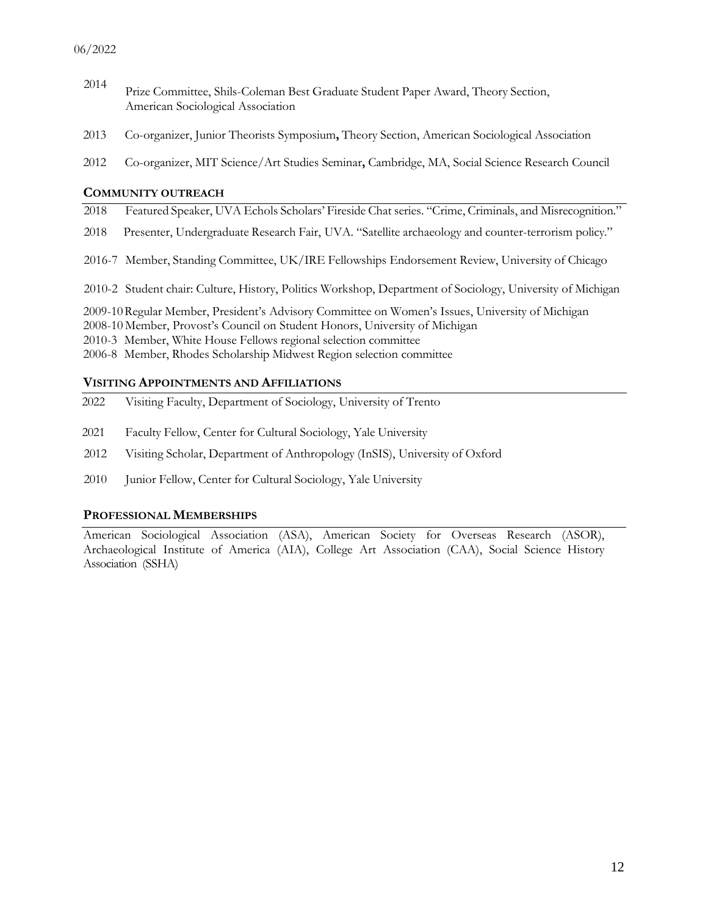2014 Prize Committee, Shils-Coleman Best Graduate Student Paper Award, Theory Section, American Sociological Association

2013 Co-organizer, Junior Theorists Symposium**,** Theory Section, American Sociological Association

2012 Co-organizer, MIT Science/Art Studies Seminar**,** Cambridge, MA, Social Science Research Council

## COMMUNITY OUTREACH

2018 Featured Speaker, UVA Echols Scholars' Fireside Chat series. "Crime, Criminals, and Misrecognition."

2018 Presenter, Undergraduate Research Fair, UVA. "Satellite archaeology and counter-terrorism policy."

2016-7 Member, Standing Committee, UK/IRE Fellowships Endorsement Review, University of Chicago

2010-2 Student chair: Culture, History, Politics Workshop, Department of Sociology, University of Michigan

2009-10 Regular Member, President's Advisory Committee on Women's Issues, University of Michigan
2008-10 Member, Provost's Council on Student Honors, University of Michigan
2010-3 Member, White House Fellows regional selection committee
2006-8 Member, Rhodes Scholarship Midwest Region selection committee

## VISITING APPOINTMENTS AND AFFILIATIONS

2022 Visiting Faculty, Department of Sociology, University of Trento

2021 Faculty Fellow, Center for Cultural Sociology, Yale University

2012 Visiting Scholar, Department of Anthropology (InSIS), University of Oxford

2010 Junior Fellow, Center for Cultural Sociology, Yale University

## PROFESSIONAL MEMBERSHIPS

American Sociological Association (ASA), American Society for Overseas Research (ASOR), Archaeological Institute of America (AIA), College Art Association (CAA), Social Science History Association (SSHA)